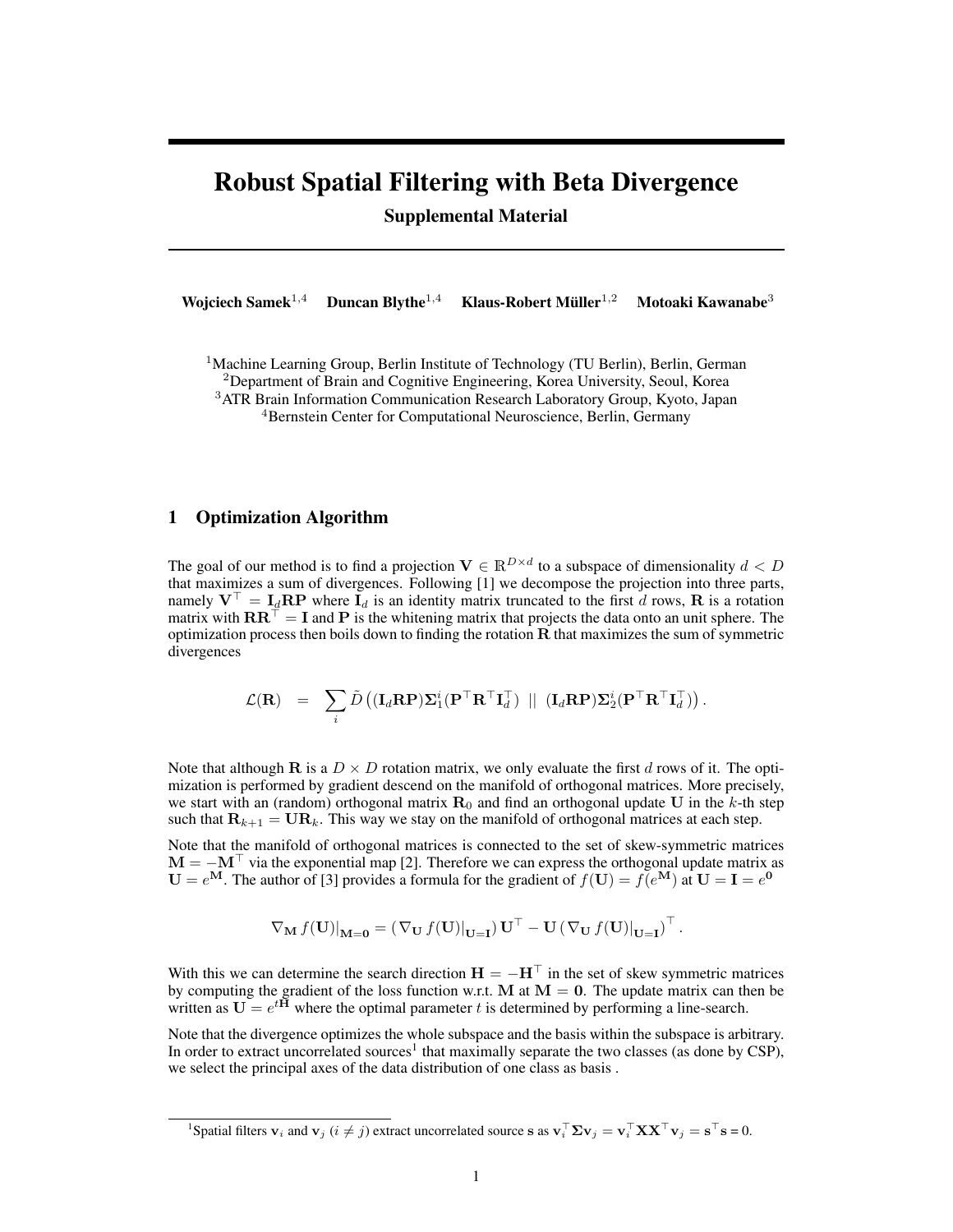# Robust Spatial Filtering with Beta Divergence

## Supplemental Material

**Wojciech Samek**[1,4] **Duncan Blythe**[1,4] **Klaus-Robert Müller**[1,2] **Motoaki Kawanabe**[3]

[1]Machine Learning Group, Berlin Institute of Technology (TU Berlin), Berlin, German
[2]Department of Brain and Cognitive Engineering, Korea University, Seoul, Korea
[3]ATR Brain Information Communication Research Laboratory Group, Kyoto, Japan
[4]Bernstein Center for Computational Neuroscience, Berlin, Germany

## 1 Optimization Algorithm

The goal of our method is to find a projection $\mathbf{V} \in \mathbb{R}^{D \times d}$ to a subspace of dimensionality $d < D$ that maximizes a sum of divergences. Following [1] we decompose the projection into three parts, namely $\mathbf{V}^\top = \mathbf{I}_d \mathbf{R} \mathbf{P}$ where $\mathbf{I}_d$ is an identity matrix truncated to the first $d$ rows, $\mathbf{R}$ is a rotation matrix with $\mathbf{R}\mathbf{R}^\top = \mathbf{I}$ and $\mathbf{P}$ is the whitening matrix that projects the data onto an unit sphere. The optimization process then boils down to finding the rotation $\mathbf{R}$ that maximizes the sum of symmetric divergences

$$\mathcal{L}(\mathbf{R}) \quad = \quad \sum_i \tilde{D}\left( (\mathbf{I}_d \mathbf{R} \mathbf{P}) \boldsymbol{\Sigma}_1^i (\mathbf{P}^\top \mathbf{R}^\top \mathbf{I}_d^\top) \;||\; (\mathbf{I}_d \mathbf{R} \mathbf{P}) \boldsymbol{\Sigma}_2^i (\mathbf{P}^\top \mathbf{R}^\top \mathbf{I}_d^\top) \right).$$

Note that although $\mathbf{R}$ is a $D \times D$ rotation matrix, we only evaluate the first $d$ rows of it. The optimization is performed by gradient descend on the manifold of orthogonal matrices. More precisely, we start with an (random) orthogonal matrix $\mathbf{R}_0$ and find an orthogonal update $\mathbf{U}$ in the $k$-th step such that $\mathbf{R}_{k+1} = \mathbf{U}\mathbf{R}_k$. This way we stay on the manifold of orthogonal matrices at each step.

Note that the manifold of orthogonal matrices is connected to the set of skew-symmetric matrices $\mathbf{M} = -\mathbf{M}^\top$ via the exponential map [2]. Therefore we can express the orthogonal update matrix as $\mathbf{U} = e^{\mathbf{M}}$. The author of [3] provides a formula for the gradient of $f(\mathbf{U}) = f(e^{\mathbf{M}})$ at $\mathbf{U} = \mathbf{I} = e^{\mathbf{0}}$

$$\nabla_{\mathbf{M}} f(\mathbf{U})\big|_{\mathbf{M}=\mathbf{0}} = \left( \nabla_{\mathbf{U}} f(\mathbf{U})\big|_{\mathbf{U}=\mathbf{I}} \right) \mathbf{U}^\top - \mathbf{U} \left( \nabla_{\mathbf{U}} f(\mathbf{U})\big|_{\mathbf{U}=\mathbf{I}} \right)^\top.$$

With this we can determine the search direction $\mathbf{H} = -\mathbf{H}^\top$ in the set of skew symmetric matrices by computing the gradient of the loss function w.r.t. $\mathbf{M}$ at $\mathbf{M} = \mathbf{0}$. The update matrix can then be written as $\mathbf{U} = e^{t\mathbf{H}}$ where the optimal parameter $t$ is determined by performing a line-search.

Note that the divergence optimizes the whole subspace and the basis within the subspace is arbitrary. In order to extract uncorrelated sources[1] that maximally separate the two classes (as done by CSP), we select the principal axes of the data distribution of one class as basis .

[1]Spatial filters $\mathbf{v}_i$ and $\mathbf{v}_j$ ($i \neq j$) extract uncorrelated source $\mathbf{s}$ as $\mathbf{v}_i^\top \boldsymbol{\Sigma} \mathbf{v}_j = \mathbf{v}_i^\top \mathbf{X}\mathbf{X}^\top \mathbf{v}_j = \mathbf{s}^\top \mathbf{s} = 0$.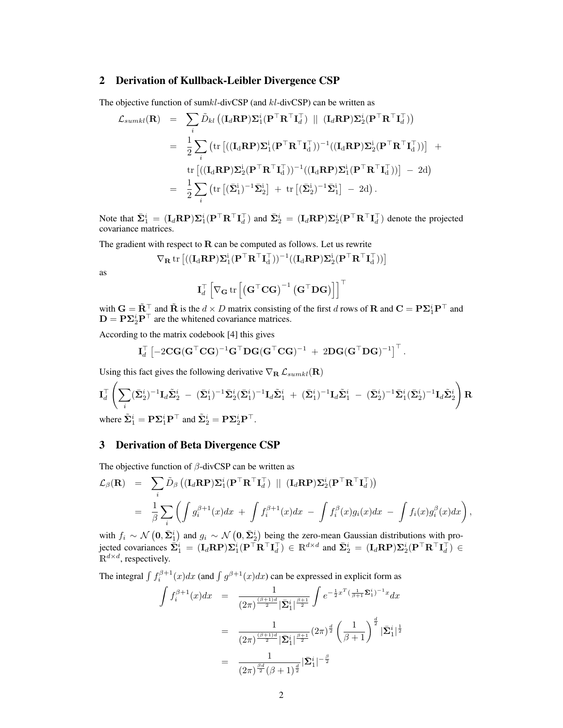## 2 Derivation of Kullback-Leibler Divergence CSP

The objective function of sum$kl$-divCSP (and $kl$-divCSP) can be written as

$$
\begin{aligned}
\mathcal{L}_{sumkl}(\mathbf{R}) &= \sum_i \tilde{D}_{kl}\left((\mathbf{I}_d\mathbf{R}\mathbf{P})\mathbf{\Sigma}_1^i(\mathbf{P}^\top\mathbf{R}^\top\mathbf{I}_d^\top) \;||\; (\mathbf{I}_d\mathbf{R}\mathbf{P})\mathbf{\Sigma}_2^i(\mathbf{P}^\top\mathbf{R}^\top\mathbf{I}_d^\top)\right) \\
&= \frac{1}{2}\sum_i \left(\mathrm{tr}\left[((\mathbf{I}_\mathrm{d}\mathbf{R}\mathbf{P})\mathbf{\Sigma}_1^\mathrm{i}(\mathbf{P}^\top\mathbf{R}^\top\mathbf{I}_\mathrm{d}^\top))^{-1}((\mathbf{I}_\mathrm{d}\mathbf{R}\mathbf{P})\mathbf{\Sigma}_2^\mathrm{i}(\mathbf{P}^\top\mathbf{R}^\top\mathbf{I}_\mathrm{d}^\top))\right] \;+\right. \\
&\quad \left.\mathrm{tr}\left[((\mathbf{I}_\mathrm{d}\mathbf{R}\mathbf{P})\mathbf{\Sigma}_2^\mathrm{i}(\mathbf{P}^\top\mathbf{R}^\top\mathbf{I}_\mathrm{d}^\top))^{-1}((\mathbf{I}_\mathrm{d}\mathbf{R}\mathbf{P})\mathbf{\Sigma}_1^\mathrm{i}(\mathbf{P}^\top\mathbf{R}^\top\mathbf{I}_\mathrm{d}^\top))\right] \;-\; 2\mathrm{d}\right) \\
&= \frac{1}{2}\sum_i \left(\mathrm{tr}\left[(\bar{\mathbf{\Sigma}}_1^\mathrm{i})^{-1}\bar{\mathbf{\Sigma}}_2^\mathrm{i}\right] \;+\; \mathrm{tr}\left[(\bar{\mathbf{\Sigma}}_2^\mathrm{i})^{-1}\bar{\mathbf{\Sigma}}_1^\mathrm{i}\right] \;-\; 2\mathrm{d}\right).
\end{aligned}
$$

Note that $\bar{\mathbf{\Sigma}}_1^i = (\mathbf{I}_d\mathbf{R}\mathbf{P})\mathbf{\Sigma}_1^i(\mathbf{P}^\top\mathbf{R}^\top\mathbf{I}_d^\top)$ and $\bar{\mathbf{\Sigma}}_2^i = (\mathbf{I}_d\mathbf{R}\mathbf{P})\mathbf{\Sigma}_2^i(\mathbf{P}^\top\mathbf{R}^\top\mathbf{I}_d^\top)$ denote the projected covariance matrices.

The gradient with respect to $\mathbf{R}$ can be computed as follows. Let us rewrite

$$
\nabla_\mathbf{R}\, \mathrm{tr}\left[((\mathbf{I}_\mathrm{d}\mathbf{R}\mathbf{P})\mathbf{\Sigma}_1^\mathrm{i}(\mathbf{P}^\top\mathbf{R}^\top\mathbf{I}_\mathrm{d}^\top))^{-1}((\mathbf{I}_\mathrm{d}\mathbf{R}\mathbf{P})\mathbf{\Sigma}_2^\mathrm{i}(\mathbf{P}^\top\mathbf{R}^\top\mathbf{I}_\mathrm{d}^\top))\right]
$$

as

$$
\mathbf{I}_d^\top\left[\nabla_\mathbf{G}\, \mathrm{tr}\left[\left(\mathbf{G}^\top\mathbf{C}\mathbf{G}\right)^{-1}\left(\mathbf{G}^\top\mathbf{D}\mathbf{G}\right)\right]\right]^\top
$$

with $\mathbf{G} = \tilde{\mathbf{R}}^\top$ and $\tilde{\mathbf{R}}$ is the $d \times D$ matrix consisting of the first $d$ rows of $\mathbf{R}$ and $\mathbf{C} = \mathbf{P}\mathbf{\Sigma}_1^i\mathbf{P}^\top$ and $\mathbf{D} = \mathbf{P}\mathbf{\Sigma}_2^i\mathbf{P}^\top$ are the whitened covariance matrices.

According to the matrix codebook [4] this gives

$$
\mathbf{I}_d^\top\left[-2\mathbf{C}\mathbf{G}(\mathbf{G}^\top\mathbf{C}\mathbf{G})^{-1}\mathbf{G}^\top\mathbf{D}\mathbf{G}(\mathbf{G}^\top\mathbf{C}\mathbf{G})^{-1} \;+\; 2\mathbf{D}\mathbf{G}(\mathbf{G}^\top\mathbf{D}\mathbf{G})^{-1}\right]^\top.
$$

Using this fact gives the following derivative $\nabla_\mathbf{R}\,\mathcal{L}_{sumkl}(\mathbf{R})$

$$
\mathbf{I}_d^\top\left(\sum_i (\bar{\mathbf{\Sigma}}_2^i)^{-1}\mathbf{I}_d\tilde{\mathbf{\Sigma}}_2^i \;-\; (\bar{\mathbf{\Sigma}}_1^i)^{-1}\bar{\mathbf{\Sigma}}_2^i(\bar{\mathbf{\Sigma}}_1^i)^{-1}\mathbf{I}_d\tilde{\mathbf{\Sigma}}_1^i \;+\; (\bar{\mathbf{\Sigma}}_1^i)^{-1}\mathbf{I}_d\tilde{\mathbf{\Sigma}}_1^i \;-\; (\bar{\mathbf{\Sigma}}_2^i)^{-1}\bar{\mathbf{\Sigma}}_1^i(\bar{\mathbf{\Sigma}}_2^i)^{-1}\mathbf{I}_d\tilde{\mathbf{\Sigma}}_2^i\right)\mathbf{R}
$$

where $\tilde{\mathbf{\Sigma}}_1^i = \mathbf{P}\mathbf{\Sigma}_1^i\mathbf{P}^\top$ and $\tilde{\mathbf{\Sigma}}_2^i = \mathbf{P}\mathbf{\Sigma}_2^i\mathbf{P}^\top$.

## 3 Derivation of Beta Divergence CSP

The objective function of $\beta$-divCSP can be written as

$$
\begin{aligned}
\mathcal{L}_\beta(\mathbf{R}) &= \sum_i \tilde{D}_\beta\left((\mathbf{I}_d\mathbf{R}\mathbf{P})\mathbf{\Sigma}_1^i(\mathbf{P}^\top\mathbf{R}^\top\mathbf{I}_d^\top) \;||\; (\mathbf{I}_d\mathbf{R}\mathbf{P})\mathbf{\Sigma}_2^i(\mathbf{P}^\top\mathbf{R}^\top\mathbf{I}_d^\top)\right) \\
&= \frac{1}{\beta}\sum_i\left(\int g_i^{\beta+1}(x)dx \;+\; \int f_i^{\beta+1}(x)dx \;-\; \int f_i^\beta(x)g_i(x)dx \;-\; \int f_i(x)g_i^\beta(x)dx\right),
\end{aligned}
$$

with $f_i \sim \mathcal{N}\left(\mathbf{0}, \bar{\mathbf{\Sigma}}_1^i\right)$ and $g_i \sim \mathcal{N}\left(\mathbf{0}, \bar{\mathbf{\Sigma}}_2^i\right)$ being the zero-mean Gaussian distributions with projected covariances $\bar{\mathbf{\Sigma}}_1^i = (\mathbf{I}_d\mathbf{R}\mathbf{P})\mathbf{\Sigma}_1^i(\mathbf{P}^\top\mathbf{R}^\top\mathbf{I}_d^\top) \in \mathbb{R}^{d\times d}$ and $\bar{\mathbf{\Sigma}}_2^i = (\mathbf{I}_d\mathbf{R}\mathbf{P})\mathbf{\Sigma}_2^i(\mathbf{P}^\top\mathbf{R}^\top\mathbf{I}_d^\top) \in \mathbb{R}^{d\times d}$, respectively.

The integral $\int f_i^{\beta+1}(x)dx$ (and $\int g^{\beta+1}(x)dx$) can be expressed in explicit form as

$$
\begin{aligned}
\int f_i^{\beta+1}(x)dx &= \frac{1}{(2\pi)^{\frac{(\beta+1)d}{2}}|\bar{\mathbf{\Sigma}}_1^i|^{\frac{\beta+1}{2}}}\int e^{-\frac{1}{2}x^T(\frac{1}{\beta+1}\bar{\mathbf{\Sigma}}_1^i)^{-1}x}dx \\
&= \frac{1}{(2\pi)^{\frac{(\beta+1)d}{2}}|\bar{\mathbf{\Sigma}}_1^i|^{\frac{\beta+1}{2}}}(2\pi)^{\frac{d}{2}}\left(\frac{1}{\beta+1}\right)^{\frac{d}{2}}|\bar{\mathbf{\Sigma}}_1^i|^{\frac{1}{2}} \\
&= \frac{1}{(2\pi)^{\frac{\beta d}{2}}(\beta+1)^{\frac{d}{2}}}|\bar{\mathbf{\Sigma}}_1^i|^{-\frac{\beta}{2}}
\end{aligned}
$$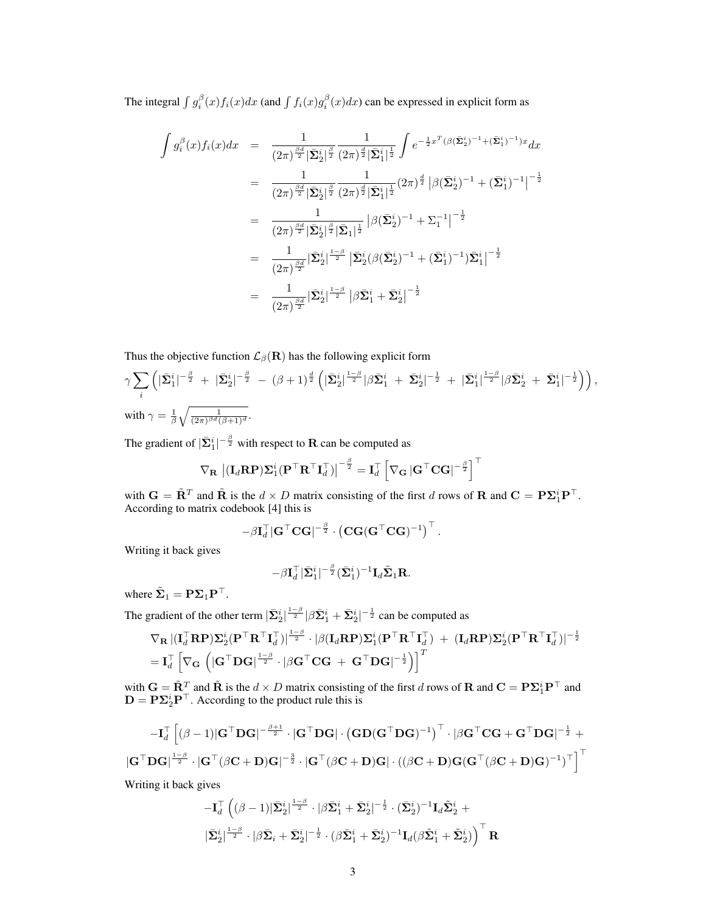The integral $\int g_i^{\beta}(x) f_i(x) dx$ (and $\int f_i(x) g_i^{\beta}(x) dx$) can be expressed in explicit form as

$$
\begin{aligned}
\int g_i^{\beta}(x) f_i(x) dx &= \frac{1}{(2\pi)^{\frac{\beta d}{2}} |\bar{\boldsymbol{\Sigma}}_2^i|^{\frac{\beta}{2}}} \frac{1}{(2\pi)^{\frac{d}{2}} |\bar{\boldsymbol{\Sigma}}_1^i|^{\frac{1}{2}}} \int e^{-\frac{1}{2} x^T (\beta (\bar{\boldsymbol{\Sigma}}_2^i)^{-1} + (\bar{\boldsymbol{\Sigma}}_1^i)^{-1}) x} dx \\
&= \frac{1}{(2\pi)^{\frac{\beta d}{2}} |\bar{\boldsymbol{\Sigma}}_2^i|^{\frac{\beta}{2}}} \frac{1}{(2\pi)^{\frac{d}{2}} |\bar{\boldsymbol{\Sigma}}_1^i|^{\frac{1}{2}}} (2\pi)^{\frac{d}{2}} \left| \beta (\bar{\boldsymbol{\Sigma}}_2^i)^{-1} + (\bar{\boldsymbol{\Sigma}}_1^i)^{-1} \right|^{-\frac{1}{2}} \\
&= \frac{1}{(2\pi)^{\frac{\beta d}{2}} |\bar{\boldsymbol{\Sigma}}_2^i|^{\frac{\beta}{2}} |\bar{\boldsymbol{\Sigma}}_1|^{\frac{1}{2}}} \left| \beta (\bar{\boldsymbol{\Sigma}}_2^i)^{-1} + \Sigma_1^{-1} \right|^{-\frac{1}{2}} \\
&= \frac{1}{(2\pi)^{\frac{\beta d}{2}}} |\bar{\boldsymbol{\Sigma}}_2^i|^{\frac{1-\beta}{2}} \left| \bar{\boldsymbol{\Sigma}}_2^i (\beta (\bar{\boldsymbol{\Sigma}}_2^i)^{-1} + (\bar{\boldsymbol{\Sigma}}_1^i)^{-1}) \bar{\boldsymbol{\Sigma}}_1^i \right|^{-\frac{1}{2}} \\
&= \frac{1}{(2\pi)^{\frac{\beta d}{2}}} |\bar{\boldsymbol{\Sigma}}_2^i|^{\frac{1-\beta}{2}} \left| \beta \bar{\boldsymbol{\Sigma}}_1^i + \bar{\boldsymbol{\Sigma}}_2^i \right|^{-\frac{1}{2}}
\end{aligned}
$$

Thus the objective function $\mathcal{L}_{\beta}(\mathbf{R})$ has the following explicit form

$$
\gamma \sum_i \left( |\bar{\boldsymbol{\Sigma}}_1^i|^{-\frac{\beta}{2}} + |\bar{\boldsymbol{\Sigma}}_2^i|^{-\frac{\beta}{2}} - (\beta+1)^{\frac{d}{2}} \left( |\bar{\boldsymbol{\Sigma}}_2^i|^{\frac{1-\beta}{2}} |\beta \bar{\boldsymbol{\Sigma}}_1^i + \bar{\boldsymbol{\Sigma}}_2^i|^{-\frac{1}{2}} + |\bar{\boldsymbol{\Sigma}}_1^i|^{\frac{1-\beta}{2}} |\beta \bar{\boldsymbol{\Sigma}}_2^i + \bar{\boldsymbol{\Sigma}}_1^i|^{-\frac{1}{2}} \right) \right),
$$

with $\gamma = \frac{1}{\beta} \sqrt{\frac{1}{(2\pi)^{\beta d} (\beta+1)^d}}$.

The gradient of $|\bar{\boldsymbol{\Sigma}}_1^i|^{-\frac{\beta}{2}}$ with respect to $\mathbf{R}$ can be computed as

$$
\nabla_{\mathbf{R}} \left| (\mathbf{I}_d \mathbf{R} \mathbf{P}) \boldsymbol{\Sigma}_1^i (\mathbf{P}^{\top} \mathbf{R}^{\top} \mathbf{I}_d^{\top}) \right|^{-\frac{\beta}{2}} = \mathbf{I}_d^{\top} \left[ \nabla_{\mathbf{G}} |\mathbf{G}^{\top} \mathbf{C} \mathbf{G}|^{-\frac{\beta}{2}} \right]^{\top}
$$

with $\mathbf{G} = \tilde{\mathbf{R}}^T$ and $\tilde{\mathbf{R}}$ is the $d \times D$ matrix consisting of the first $d$ rows of $\mathbf{R}$ and $\mathbf{C} = \mathbf{P} \boldsymbol{\Sigma}_1^i \mathbf{P}^{\top}$. According to matrix codebook [4] this is

$$
-\beta \mathbf{I}_d^{\top} |\mathbf{G}^{\top} \mathbf{C} \mathbf{G}|^{-\frac{\beta}{2}} \cdot \left( \mathbf{C} \mathbf{G} (\mathbf{G}^{\top} \mathbf{C} \mathbf{G})^{-1} \right)^{\top}.
$$

Writing it back gives

$$
-\beta \mathbf{I}_d^{\top} |\bar{\boldsymbol{\Sigma}}_1^i|^{-\frac{\beta}{2}} (\bar{\boldsymbol{\Sigma}}_1^i)^{-1} \mathbf{I}_d \tilde{\boldsymbol{\Sigma}}_1 \mathbf{R}.
$$

where $\tilde{\boldsymbol{\Sigma}}_1 = \mathbf{P} \boldsymbol{\Sigma}_1 \mathbf{P}^{\top}$.

The gradient of the other term $|\bar{\boldsymbol{\Sigma}}_2^i|^{\frac{1-\beta}{2}} |\beta \bar{\boldsymbol{\Sigma}}_1^i + \bar{\boldsymbol{\Sigma}}_2^i|^{-\frac{1}{2}}$ can be computed as

$$
\begin{aligned}
&\nabla_{\mathbf{R}} |(\mathbf{I}_d^{\top} \mathbf{R} \mathbf{P}) \boldsymbol{\Sigma}_2^i (\mathbf{P}^{\top} \mathbf{R}^{\top} \mathbf{I}_d^{\top})|^{\frac{1-\beta}{2}} \cdot |\beta (\mathbf{I}_d \mathbf{R} \mathbf{P}) \boldsymbol{\Sigma}_1^i (\mathbf{P}^{\top} \mathbf{R}^{\top} \mathbf{I}_d^{\top}) + (\mathbf{I}_d \mathbf{R} \mathbf{P}) \boldsymbol{\Sigma}_2^i (\mathbf{P}^{\top} \mathbf{R}^{\top} \mathbf{I}_d^{\top})|^{-\frac{1}{2}} \\
&= \mathbf{I}_d^{\top} \left[ \nabla_{\mathbf{G}} \left( |\mathbf{G}^{\top} \mathbf{D} \mathbf{G}|^{\frac{1-\beta}{2}} \cdot |\beta \mathbf{G}^{\top} \mathbf{C} \mathbf{G} + \mathbf{G}^{\top} \mathbf{D} \mathbf{G}|^{-\frac{1}{2}} \right) \right]^T
\end{aligned}
$$

with $\mathbf{G} = \tilde{\mathbf{R}}^T$ and $\tilde{\mathbf{R}}$ is the $d \times D$ matrix consisting of the first $d$ rows of $\mathbf{R}$ and $\mathbf{C} = \mathbf{P} \boldsymbol{\Sigma}_1^i \mathbf{P}^{\top}$ and $\mathbf{D} = \mathbf{P} \boldsymbol{\Sigma}_2^i \mathbf{P}^{\top}$. According to the product rule this is

$$
\begin{aligned}
&-\mathbf{I}_d^{\top} \Big[ (\beta - 1) |\mathbf{G}^{\top} \mathbf{D} \mathbf{G}|^{-\frac{\beta+1}{2}} \cdot |\mathbf{G}^{\top} \mathbf{D} \mathbf{G}| \cdot \left( \mathbf{G} \mathbf{D} (\mathbf{G}^{\top} \mathbf{D} \mathbf{G})^{-1} \right)^{\top} \cdot |\beta \mathbf{G}^{\top} \mathbf{C} \mathbf{G} + \mathbf{G}^{\top} \mathbf{D} \mathbf{G}|^{-\frac{1}{2}} + \\
&|\mathbf{G}^{\top} \mathbf{D} \mathbf{G}|^{\frac{1-\beta}{2}} \cdot |\mathbf{G}^{\top} (\beta \mathbf{C} + \mathbf{D}) \mathbf{G}|^{-\frac{3}{2}} \cdot |\mathbf{G}^{\top} (\beta \mathbf{C} + \mathbf{D}) \mathbf{G}| \cdot ((\beta \mathbf{C} + \mathbf{D}) \mathbf{G} (\mathbf{G}^{\top} (\beta \mathbf{C} + \mathbf{D}) \mathbf{G})^{-1})^{\top} \Big]^{\top}
\end{aligned}
$$

Writing it back gives

$$
\begin{aligned}
&-\mathbf{I}_d^{\top} \Big( (\beta - 1) |\bar{\boldsymbol{\Sigma}}_2^i|^{\frac{1-\beta}{2}} \cdot |\beta \bar{\boldsymbol{\Sigma}}_1^i + \bar{\boldsymbol{\Sigma}}_2^i|^{-\frac{1}{2}} \cdot (\bar{\boldsymbol{\Sigma}}_2^i)^{-1} \mathbf{I}_d \tilde{\boldsymbol{\Sigma}}_2^i + \\
&|\bar{\boldsymbol{\Sigma}}_2^i|^{\frac{1-\beta}{2}} \cdot |\beta \bar{\boldsymbol{\Sigma}}_i + \bar{\boldsymbol{\Sigma}}_2^i|^{-\frac{1}{2}} \cdot (\beta \bar{\boldsymbol{\Sigma}}_1^i + \bar{\boldsymbol{\Sigma}}_2^i)^{-1} \mathbf{I}_d (\beta \tilde{\boldsymbol{\Sigma}}_1^i + \tilde{\boldsymbol{\Sigma}}_2^i) \Big)^{\top} \mathbf{R}
\end{aligned}
$$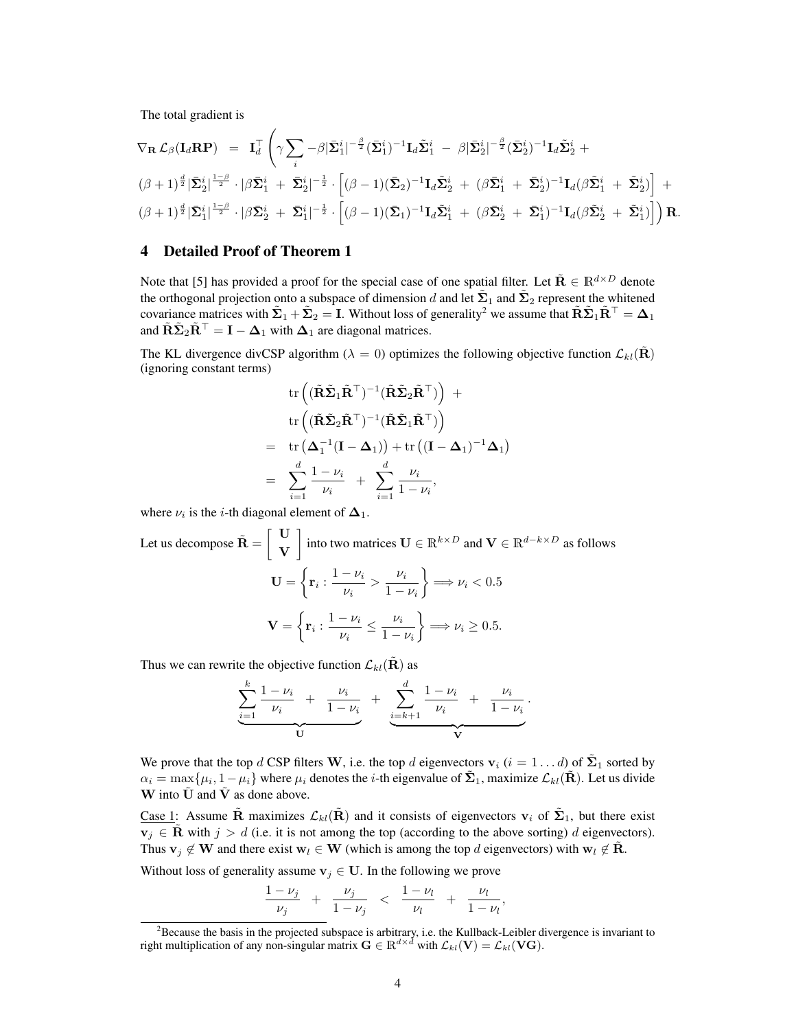The total gradient is

$$
\begin{aligned}
\nabla_{\mathbf{R}}\, \mathcal{L}_\beta(\mathbf{I}_d \mathbf{R} \mathbf{P}) \;\; &= \;\; \mathbf{I}_d^\top \Bigg( \gamma \sum_i -\beta |\bar{\boldsymbol{\Sigma}}_1^i|^{-\frac{\beta}{2}} (\bar{\boldsymbol{\Sigma}}_1^i)^{-1} \mathbf{I}_d \tilde{\boldsymbol{\Sigma}}_1^i \;-\; \beta |\bar{\boldsymbol{\Sigma}}_2^i|^{-\frac{\beta}{2}} (\bar{\boldsymbol{\Sigma}}_2^i)^{-1} \mathbf{I}_d \tilde{\boldsymbol{\Sigma}}_2^i \;+ \\
&(\beta+1)^{\frac{d}{2}} |\bar{\boldsymbol{\Sigma}}_2^i|^{\frac{1-\beta}{2}} \cdot |\beta \bar{\boldsymbol{\Sigma}}_1^i \;+\; \bar{\boldsymbol{\Sigma}}_2^i|^{-\frac{1}{2}} \cdot \Big[ (\beta-1)(\bar{\boldsymbol{\Sigma}}_2)^{-1} \mathbf{I}_d \tilde{\boldsymbol{\Sigma}}_2^i \;+\; (\beta \bar{\boldsymbol{\Sigma}}_1^i \;+\; \bar{\boldsymbol{\Sigma}}_2^i)^{-1} \mathbf{I}_d (\beta \tilde{\boldsymbol{\Sigma}}_1^i \;+\; \tilde{\boldsymbol{\Sigma}}_2^i) \Big] \;+ \\
&(\beta+1)^{\frac{d}{2}} |\bar{\boldsymbol{\Sigma}}_1^i|^{\frac{1-\beta}{2}} \cdot |\beta \bar{\boldsymbol{\Sigma}}_2^i \;+\; \bar{\boldsymbol{\Sigma}}_1^i|^{-\frac{1}{2}} \cdot \Big[ (\beta-1)(\bar{\boldsymbol{\Sigma}}_1)^{-1} \mathbf{I}_d \tilde{\boldsymbol{\Sigma}}_1^i \;+\; (\beta \bar{\boldsymbol{\Sigma}}_2^i \;+\; \bar{\boldsymbol{\Sigma}}_1^i)^{-1} \mathbf{I}_d (\beta \tilde{\boldsymbol{\Sigma}}_2^i \;+\; \tilde{\boldsymbol{\Sigma}}_1^i) \Big] \Bigg) \mathbf{R}.
\end{aligned}
$$

## 4 Detailed Proof of Theorem 1

Note that [5] has provided a proof for the special case of one spatial filter. Let $\tilde{\mathbf{R}} \in \mathbb{R}^{d \times D}$ denote the orthogonal projection onto a subspace of dimension $d$ and let $\tilde{\boldsymbol{\Sigma}}_1$ and $\tilde{\boldsymbol{\Sigma}}_2$ represent the whitened covariance matrices with $\tilde{\boldsymbol{\Sigma}}_1 + \tilde{\boldsymbol{\Sigma}}_2 = \mathbf{I}$. Without loss of generality[2] we assume that $\tilde{\mathbf{R}}\tilde{\boldsymbol{\Sigma}}_1\tilde{\mathbf{R}}^\top = \boldsymbol{\Delta}_1$ and $\tilde{\mathbf{R}}\tilde{\boldsymbol{\Sigma}}_2\tilde{\mathbf{R}}^\top = \mathbf{I} - \boldsymbol{\Delta}_1$ with $\boldsymbol{\Delta}_1$ are diagonal matrices.

The KL divergence divCSP algorithm ($\lambda = 0$) optimizes the following objective function $\mathcal{L}_{kl}(\tilde{\mathbf{R}})$ (ignoring constant terms)

$$
\begin{aligned}
& \operatorname{tr}\Big( (\tilde{\mathbf{R}}\tilde{\boldsymbol{\Sigma}}_1\tilde{\mathbf{R}}^\top)^{-1} (\tilde{\mathbf{R}}\tilde{\boldsymbol{\Sigma}}_2\tilde{\mathbf{R}}^\top) \Big) \;+ \\
& \operatorname{tr}\Big( (\tilde{\mathbf{R}}\tilde{\boldsymbol{\Sigma}}_2\tilde{\mathbf{R}}^\top)^{-1} (\tilde{\mathbf{R}}\tilde{\boldsymbol{\Sigma}}_1\tilde{\mathbf{R}}^\top) \Big) \\
= \;\; & \operatorname{tr}\big( \boldsymbol{\Delta}_1^{-1} (\mathbf{I} - \boldsymbol{\Delta}_1) \big) + \operatorname{tr}\big( (\mathbf{I} - \boldsymbol{\Delta}_1)^{-1} \boldsymbol{\Delta}_1 \big) \\
= \;\; & \sum_{i=1}^{d} \frac{1-\nu_i}{\nu_i} \;\;+\;\; \sum_{i=1}^{d} \frac{\nu_i}{1-\nu_i},
\end{aligned}
$$

where $\nu_i$ is the $i$-th diagonal element of $\boldsymbol{\Delta}_1$.

Let us decompose $\tilde{\mathbf{R}} = \begin{bmatrix} \mathbf{U} \\ \mathbf{V} \end{bmatrix}$ into two matrices $\mathbf{U} \in \mathbb{R}^{k \times D}$ and $\mathbf{V} \in \mathbb{R}^{d-k \times D}$ as follows

$$
\mathbf{U} = \left\{ \mathbf{r}_i : \frac{1-\nu_i}{\nu_i} > \frac{\nu_i}{1-\nu_i} \right\} \Longrightarrow \nu_i < 0.5
$$

$$
\mathbf{V} = \left\{ \mathbf{r}_i : \frac{1-\nu_i}{\nu_i} \leq \frac{\nu_i}{1-\nu_i} \right\} \Longrightarrow \nu_i \geq 0.5.
$$

Thus we can rewrite the objective function $\mathcal{L}_{kl}(\tilde{\mathbf{R}})$ as

$$
\underbrace{\sum_{i=1}^{k} \frac{1-\nu_i}{\nu_i} \;\;+\;\; \frac{\nu_i}{1-\nu_i}}_{\mathbf{U}} \;\;+\;\; \underbrace{\sum_{i=k+1}^{d} \frac{1-\nu_i}{\nu_i} \;\;+\;\; \frac{\nu_i}{1-\nu_i}}_{\mathbf{V}}.
$$

We prove that the top $d$ CSP filters $\mathbf{W}$, i.e. the top $d$ eigenvectors $\mathbf{v}_i$ ($i = 1 \ldots d$) of $\tilde{\boldsymbol{\Sigma}}_1$ sorted by $\alpha_i = \max\{\mu_i, 1-\mu_i\}$ where $\mu_i$ denotes the $i$-th eigenvalue of $\tilde{\boldsymbol{\Sigma}}_1$, maximize $\mathcal{L}_{kl}(\tilde{\mathbf{R}})$. Let us divide $\mathbf{W}$ into $\tilde{\mathbf{U}}$ and $\tilde{\mathbf{V}}$ as done above.

Case 1: Assume $\tilde{\mathbf{R}}$ maximizes $\mathcal{L}_{kl}(\tilde{\mathbf{R}})$ and it consists of eigenvectors $\mathbf{v}_i$ of $\tilde{\boldsymbol{\Sigma}}_1$, but there exist $\mathbf{v}_j \in \tilde{\mathbf{R}}$ with $j > d$ (i.e. it is not among the top (according to the above sorting) $d$ eigenvectors). Thus $\mathbf{v}_j \notin \mathbf{W}$ and there exist $\mathbf{w}_l \in \mathbf{W}$ (which is among the top $d$ eigenvectors) with $\mathbf{w}_l \notin \tilde{\mathbf{R}}$.

Without loss of generality assume $\mathbf{v}_j \in \mathbf{U}$. In the following we prove

$$
\frac{1-\nu_j}{\nu_j} \;\;+\;\; \frac{\nu_j}{1-\nu_j} \;\;<\;\; \frac{1-\nu_l}{\nu_l} \;\;+\;\; \frac{\nu_l}{1-\nu_l},
$$

[2] Because the basis in the projected subspace is arbitrary, i.e. the Kullback-Leibler divergence is invariant to right multiplication of any non-singular matrix $\mathbf{G} \in \mathbb{R}^{d \times d}$ with $\mathcal{L}_{kl}(\mathbf{V}) = \mathcal{L}_{kl}(\mathbf{VG})$.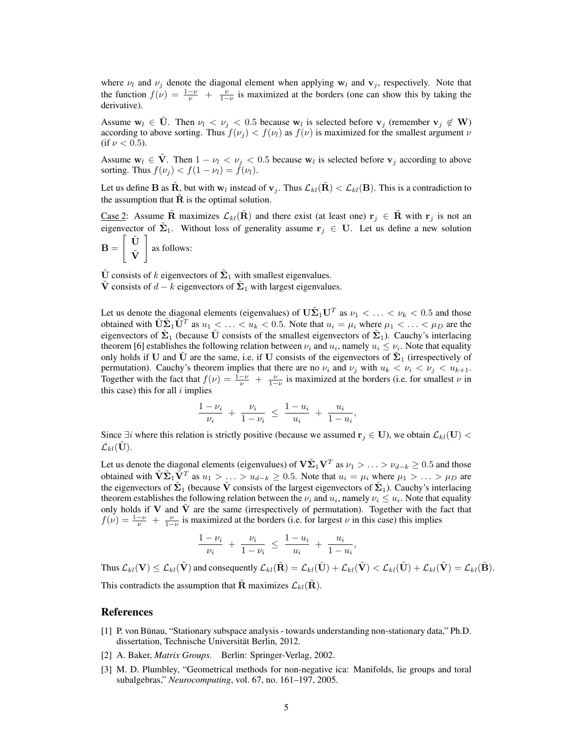where $\nu_l$ and $\nu_j$ denote the diagonal element when applying $\mathbf{w}_l$ and $\mathbf{v}_j$, respectively. Note that the function $f(\nu) = \frac{1-\nu}{\nu} + \frac{\nu}{1-\nu}$ is maximized at the borders (one can show this by taking the derivative).

Assume $\mathbf{w}_l \in \tilde{\mathbf{U}}$. Then $\nu_l < \nu_j < 0.5$ because $\mathbf{w}_l$ is selected before $\mathbf{v}_j$ (remember $\mathbf{v}_j \notin \mathbf{W}$) according to above sorting. Thus $f(\nu_j) < f(\nu_l)$ as $f(\nu)$ is maximized for the smallest argument $\nu$ (if $\nu < 0.5$).

Assume $\mathbf{w}_l \in \tilde{\mathbf{V}}$. Then $1 - \nu_l < \nu_j < 0.5$ because $\mathbf{w}_l$ is selected before $\mathbf{v}_j$ according to above sorting. Thus $f(\nu_j) < f(1 - \nu_l) = f(\nu_l)$.

Let us define $\mathbf{B}$ as $\tilde{\mathbf{R}}$, but with $\mathbf{w}_l$ instead of $\mathbf{v}_j$. Thus $\mathcal{L}_{kl}(\tilde{\mathbf{R}}) < \mathcal{L}_{kl}(\mathbf{B})$. This is a contradiction to the assumption that $\tilde{\mathbf{R}}$ is the optimal solution.

Case 2: Assume $\tilde{\mathbf{R}}$ maximizes $\mathcal{L}_{kl}(\tilde{\mathbf{R}})$ and there exist (at least one) $\mathbf{r}_j \in \tilde{\mathbf{R}}$ with $\mathbf{r}_j$ is not an eigenvector of $\tilde{\mathbf{\Sigma}}_1$. Without loss of generality assume $\mathbf{r}_j \in \mathbf{U}$. Let us define a new solution $\mathbf{B} = \begin{bmatrix} \tilde{\mathbf{U}} \\ \tilde{\mathbf{V}} \end{bmatrix}$ as follows:

$\tilde{\mathbf{U}}$ consists of $k$ eigenvectors of $\tilde{\mathbf{\Sigma}}_1$ with smallest eigenvalues.
$\tilde{\mathbf{V}}$ consists of $d-k$ eigenvectors of $\tilde{\mathbf{\Sigma}}_1$ with largest eigenvalues.

Let us denote the diagonal elements (eigenvalues) of $\mathbf{U}\tilde{\mathbf{\Sigma}}_1\mathbf{U}^T$ as $\nu_1 < \ldots < \nu_k < 0.5$ and those obtained with $\tilde{\mathbf{U}}\tilde{\mathbf{\Sigma}}_1\tilde{\mathbf{U}}^T$ as $u_1 < \ldots < u_k < 0.5$. Note that $u_i = \mu_i$ where $\mu_1 < \ldots < \mu_D$ are the eigenvectors of $\tilde{\mathbf{\Sigma}}_1$ (because $\tilde{\mathbf{U}}$ consists of the smallest eigenvectors of $\tilde{\mathbf{\Sigma}}_1$). Cauchy's interlacing theorem [6] establishes the following relation between $\nu_i$ and $u_i$, namely $u_i \leq \nu_i$. Note that equality only holds if $\mathbf{U}$ and $\tilde{\mathbf{U}}$ are the same, i.e. if $\mathbf{U}$ consists of the eigenvectors of $\tilde{\mathbf{\Sigma}}_1$ (irrespectively of permutation). Cauchy's theorem implies that there are no $\nu_i$ and $\nu_j$ with $u_k < \nu_i < \nu_j < u_{k+1}$. Together with the fact that $f(\nu) = \frac{1-\nu}{\nu} + \frac{\nu}{1-\nu}$ is maximized at the borders (i.e. for smallest $\nu$ in this case) this for all $i$ implies

$$\frac{1-\nu_i}{\nu_i} + \frac{\nu_i}{1-\nu_i} \leq \frac{1-u_i}{u_i} + \frac{u_i}{1-u_i},$$

Since $\exists i$ where this relation is strictly positive (because we assumed $\mathbf{r}_j \in \mathbf{U}$), we obtain $\mathcal{L}_{kl}(\mathbf{U}) < \mathcal{L}_{kl}(\tilde{\mathbf{U}})$.

Let us denote the diagonal elements (eigenvalues) of $\mathbf{V}\tilde{\mathbf{\Sigma}}_1\mathbf{V}^T$ as $\nu_1 > \ldots > \nu_{d-k} \geq 0.5$ and those obtained with $\tilde{\mathbf{V}}\tilde{\mathbf{\Sigma}}_1\tilde{\mathbf{V}}^T$ as $u_1 > \ldots > u_{d-k} \geq 0.5$. Note that $u_i = \mu_i$ where $\mu_1 > \ldots > \mu_D$ are the eigenvectors of $\tilde{\mathbf{\Sigma}}_1$ (because $\tilde{\mathbf{V}}$ consists of the largest eigenvectors of $\tilde{\mathbf{\Sigma}}_1$). Cauchy's interlacing theorem establishes the following relation between the $\nu_i$ and $u_i$, namely $\nu_i \leq u_i$. Note that equality only holds if $\mathbf{V}$ and $\tilde{\mathbf{V}}$ are the same (irrespectively of permutation). Together with the fact that $f(\nu) = \frac{1-\nu}{\nu} + \frac{\nu}{1-\nu}$ is maximized at the borders (i.e. for largest $\nu$ in this case) this implies

$$\frac{1-\nu_i}{\nu_i} + \frac{\nu_i}{1-\nu_i} \leq \frac{1-u_i}{u_i} + \frac{u_i}{1-u_i},$$

Thus $\mathcal{L}_{kl}(\mathbf{V}) \leq \mathcal{L}_{kl}(\tilde{\mathbf{V}})$ and consequently $\mathcal{L}_{kl}(\tilde{\mathbf{R}}) = \mathcal{L}_{kl}(\tilde{\mathbf{U}}) + \mathcal{L}_{kl}(\tilde{\mathbf{V}}) < \mathcal{L}_{kl}(\tilde{\mathbf{U}}) + \mathcal{L}_{kl}(\tilde{\mathbf{V}}) = \mathcal{L}_{kl}(\tilde{\mathbf{B}})$.

This contradicts the assumption that $\tilde{\mathbf{R}}$ maximizes $\mathcal{L}_{kl}(\tilde{\mathbf{R}})$.

## References

[1] P. von Bünau, "Stationary subspace analysis - towards understanding non-stationary data," Ph.D. dissertation, Technische Universität Berlin, 2012.

[2] A. Baker, *Matrix Groups*. Berlin: Springer-Verlag, 2002.

[3] M. D. Plumbley, "Geometrical methods for non-negative ica: Manifolds, lie groups and toral subalgebras," *Neurocomputing*, vol. 67, no. 161–197, 2005.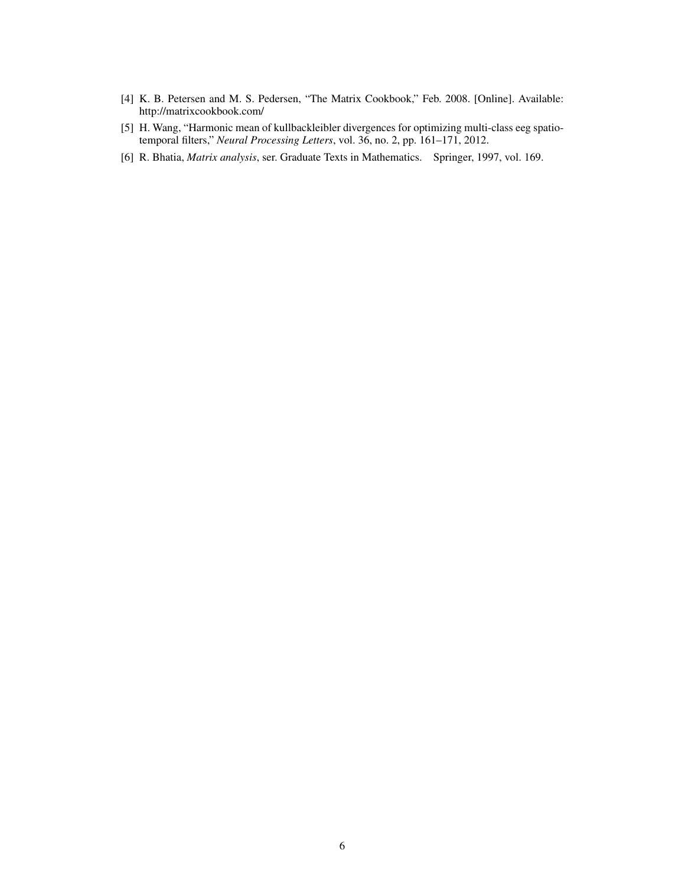[4] K. B. Petersen and M. S. Pedersen, "The Matrix Cookbook," Feb. 2008. [Online]. Available: http://matrixcookbook.com/

[5] H. Wang, "Harmonic mean of kullbackleibler divergences for optimizing multi-class eeg spatio-temporal filters," *Neural Processing Letters*, vol. 36, no. 2, pp. 161–171, 2012.

[6] R. Bhatia, *Matrix analysis*, ser. Graduate Texts in Mathematics. Springer, 1997, vol. 169.